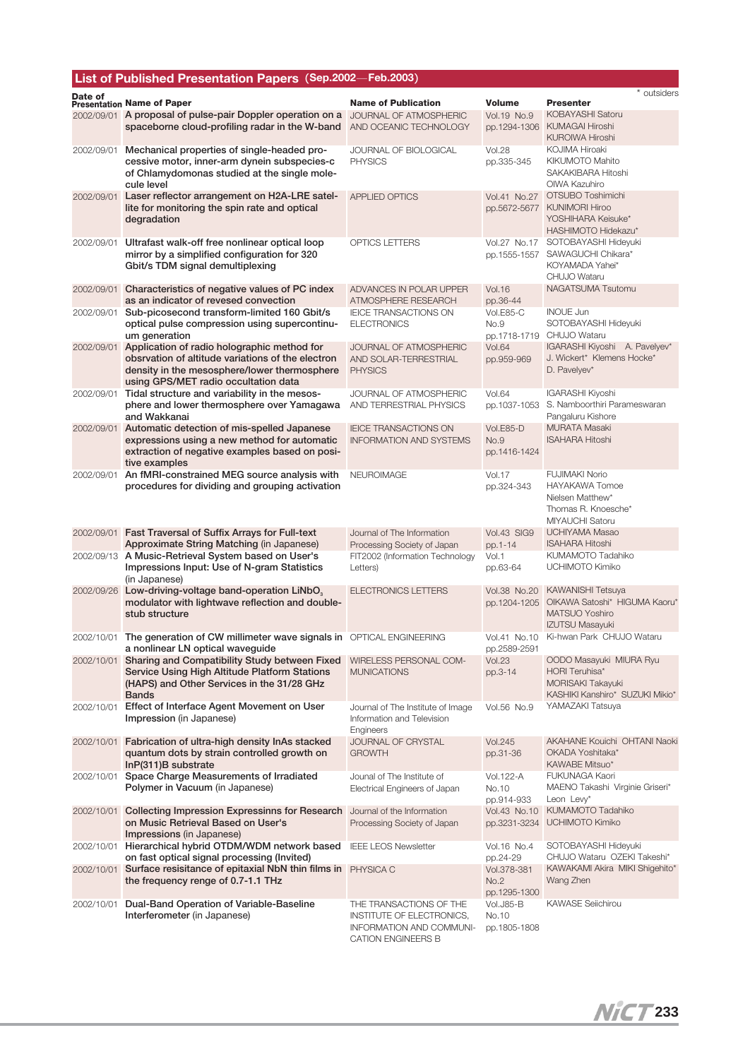## List of Published Presentation Papers (Sep.2002—Feb.2003)

\* outsiders

| Date of Presentation | Name of Paper | Name of Publication | Volume | Presenter |
|---|---|---|---|---|
| 2002/09/01 | A proposal of pulse-pair Doppler operation on a spaceborne cloud-profiling radar in the W-band | JOURNAL OF ATMOSPHERIC AND OCEANIC TECHNOLOGY | Vol.19 No.9 pp.1294-1306 | KOBAYASHI Satoru KUMAGAI Hiroshi KUROIWA Hiroshi |
| 2002/09/01 | Mechanical properties of single-headed processive motor, inner-arm dynein subspecies-c of Chlamydomonas studied at the single molecule level | JOURNAL OF BIOLOGICAL PHYSICS | Vol.28 pp.335-345 | KOJIMA Hiroaki KIKUMOTO Mahito SAKAKIBARA Hitoshi OIWA Kazuhiro |
| 2002/09/01 | Laser reflector arrangement on H2A-LRE satellite for monitoring the spin rate and optical degradation | APPLIED OPTICS | Vol.41 No.27 pp.5672-5677 | OTSUBO Toshimichi KUNIMORI Hiroo YOSHIHARA Keisuke* HASHIMOTO Hidekazu* |
| 2002/09/01 | Ultrafast walk-off free nonlinear optical loop mirror by a simplified configuration for 320 Gbit/s TDM signal demultiplexing | OPTICS LETTERS | Vol.27 No.17 pp.1555-1557 | SOTOBAYASHI Hideyuki SAWAGUCHI Chikara* KOYAMADA Yahei* CHUJO Wataru |
| 2002/09/01 | Characteristics of negative values of PC index as an indicator of reversed convection | ADVANCES IN POLAR UPPER ATMOSPHERE RESEARCH | Vol.16 pp.36-44 | NAGATSUMA Tsutomu |
| 2002/09/01 | Sub-picosecond transform-limited 160 Gbit/s optical pulse compression using supercontinuum generation | IEICE TRANSACTIONS ON ELECTRONICS | Vol.E85-C No.9 pp.1718-1719 | INOUE Jun SOTOBAYASHI Hideyuki CHUJO Wataru |
| 2002/09/01 | Application of radio holographic method for obsrvation of altitude variations of the electron density in the mesosphere/lower thermosphere using GPS/MET radio occultation data | JOURNAL OF ATMOSPHERIC AND SOLAR-TERRESTRIAL PHYSICS | Vol.64 pp.959-969 | IGARASHI Kiyoshi A. Pavelyev* J. Wickert* Klemens Hocke* D. Pavelyev* |
| 2002/09/01 | Tidal structure and variability in the mesosphere and lower thermosphere over Yamagawa and Wakkanai | JOURNAL OF ATMOSPHERIC AND TERRESTRIAL PHYSICS | Vol.64 pp.1037-1053 | IGARASHI Kiyoshi S. Namboorthiri Parameswaran Pangaluru Kishore |
| 2002/09/01 | Automatic detection of mis-spelled Japanese expressions using a new method for automatic extraction of negative examples based on positive examples | IEICE TRANSACTIONS ON INFORMATION AND SYSTEMS | Vol.E85-D No.9 pp.1416-1424 | MURATA Masaki ISAHARA Hitoshi |
| 2002/09/01 | An fMRI-constrained MEG source analysis with procedures for dividing and grouping activation | NEUROIMAGE | Vol.17 pp.324-343 | FUJIMAKI Norio HAYAKAWA Tomoe Nielsen Matthew* Thomas R. Knoesche* MIYAUCHI Satoru |
| 2002/09/01 | Fast Traversal of Suffix Arrays for Full-text Approximate String Matching (in Japanese) | Journal of The Information Processing Society of Japan | Vol.43 SIG9 pp.1-14 | UCHIYAMA Masao ISAHARA Hitoshi |
| 2002/09/13 | A Music-Retrieval System based on User's Impressions Input: Use of N-gram Statistics (in Japanese) | FIT2002 (Information Technology Letters) | Vol.1 pp.63-64 | KUMAMOTO Tadahiko UCHIMOTO Kimiko |
| 2002/09/26 | Low-driving-voltage band-operation $LiNbO_3$ modulator with lightwave reflection and double-stub structure | ELECTRONICS LETTERS | Vol.38 No.20 pp.1204-1205 | KAWANISHI Tetsuya OIKAWA Satoshi* HIGUMA Kaoru* MATSUO Yoshiro IZUTSU Masayuki |
| 2002/10/01 | The generation of CW millimeter wave signals in a nonlinear LN optical waveguide | OPTICAL ENGINEERING | Vol.41 No.10 pp.2589-2591 | Ki-hwan Park CHUJO Wataru |
| 2002/10/01 | Sharing and Compatibility Study between Fixed Service Using High Altitude Platform Stations (HAPS) and Other Services in the 31/28 GHz Bands | WIRELESS PERSONAL COMMUNICATIONS | Vol.23 pp.3-14 | OODO Masayuki MIURA Ryu HORI Teruhisa* MORISAKI Takayuki KASHIKI Kanshiro* SUZUKI Mikio* |
| 2002/10/01 | Effect of Interface Agent Movement on User Impression (in Japanese) | Journal of The Institute of Image Information and Television Engineers | Vol.56 No.9 | YAMAZAKI Tatsuya |
| 2002/10/01 | Fabrication of ultra-high density InAs stacked quantum dots by strain controlled growth on InP(311)B substrate | JOURNAL OF CRYSTAL GROWTH | Vol.245 pp.31-36 | AKAHANE Kouichi OHTANI Naoki OKADA Yoshitaka* KAWABE Mitsuo* |
| 2002/10/01 | Space Charge Measurements of Irradiated Polymer in Vacuum (in Japanese) | Jounal of The Institute of Electrical Engineers of Japan | Vol.122-A No.10 pp.914-933 | FUKUNAGA Kaori MAENO Takashi Virginie Griseri* Leon Levy* |
| 2002/10/01 | Collecting Impression Expressinns for Research on Music Retrieval Based on User's Impressions (in Japanese) | Journal of the Information Processing Society of Japan | Vol.43 No.10 pp.3231-3234 | KUMAMOTO Tadahiko UCHIMOTO Kimiko |
| 2002/10/01 | Hierarchical hybrid OTDM/WDM network based on fast optical signal processing (Invited) | IEEE LEOS Newsletter | Vol.16 No.4 pp.24-29 | SOTOBAYASHI Hideyuki CHUJO Wataru OZEKI Takeshi* |
| 2002/10/01 | Surface resisitance of epitaxial NbN thin films in the frequency renge of 0.7-1.1 THz | PHYSICA C | Vol.378-381 No.2 pp.1295-1300 | KAWAKAMI Akira MIKI Shigehito* Wang Zhen |
| 2002/10/01 | Dual-Band Operation of Variable-Baseline Interferometer (in Japanese) | THE TRANSACTIONS OF THE INSTITUTE OF ELECTRONICS, INFORMATION AND COMMUNICATION ENGINEERS B | Vol.J85-B No.10 pp.1805-1808 | KAWASE Seiichirou |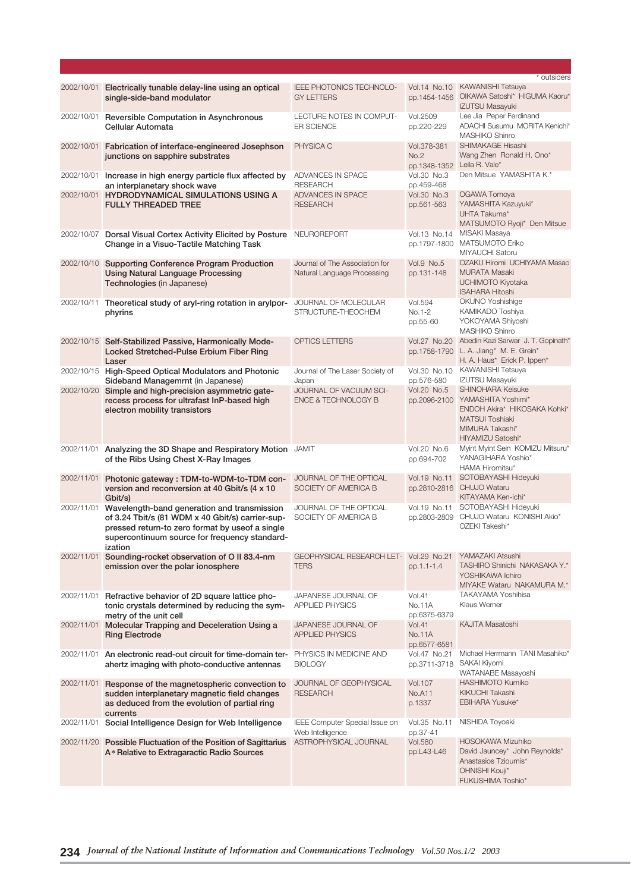\* outsiders

| Date | Title | Journal | Vol./pp. | Authors |
|---|---|---|---|---|
| 2002/10/01 | **Electrically tunable delay-line using an optical single-side-band modulator** | IEEE PHOTONICS TECHNOLOGY LETTERS | Vol.14 No.10 pp.1454-1456 | KAWANISHI Tetsuya OIKAWA Satoshi* HIGUMA Kaoru* IZUTSU Masayuki |
| 2002/10/01 | **Reversible Computation in Asynchronous Cellular Automata** | LECTURE NOTES IN COMPUTER SCIENCE | Vol.2509 pp.220-229 | Lee Jia Peper Ferdinand ADACHI Susumu MORITA Kenichi* MASHIKO Shinro |
| 2002/10/01 | **Fabrication of interface-engineered Josephson junctions on sapphire substrates** | PHYSICA C | Vol.378-381 No.2 pp.1348-1352 | SHIMAKAGE Hisashi Wang Zhen Ronald H. Ono* Leila R. Vale* |
| 2002/10/01 | **Increase in high energy particle flux affected by an interplanetary shock wave** | ADVANCES IN SPACE RESEARCH | Vol.30 No.3 pp.459-468 | Den Mitsue YAMASHITA K.* |
| 2002/10/01 | **HYDRODYNAMICAL SIMULATIONS USING A FULLY THREADED TREE** | ADVANCES IN SPACE RESEARCH | Vol.30 No.3 pp.561-563 | OGAWA Tomoya YAMASHITA Kazuyuki* UHTA Takuma* MATSUMOTO Ryoji* Den Mitsue |
| 2002/10/07 | **Dorsal Visual Cortex Activity Elicited by Posture Change in a Visuo-Tactile Matching Task** | NEUROREPORT | Vol.13 No.14 pp.1797-1800 | MISAKI Masaya MATSUMOTO Eriko MIYAUCHI Satoru |
| 2002/10/10 | **Supporting Conference Program Production Using Natural Language Processing Technologies** (in Japanese) | Journal of The Association for Natural Language Processing | Vol.9 No.5 pp.131-148 | OZAKU Hiromi UCHIYAMA Masao MURATA Masaki UCHIMOTO Kiyotaka ISAHARA Hitoshi |
| 2002/10/11 | **Theoretical study of aryl-ring rotation in arylporphyrins** | JOURNAL OF MOLECULAR STRUCTURE-THEOCHEM | Vol.594 No.1-2 pp.55-60 | OKUNO Yoshishige KAMIKADO Toshiya YOKOYAMA Shiyoshi MASHIKO Shinro |
| 2002/10/15 | **Self-Stabilized Passive, Harmonically Mode-Locked Stretched-Pulse Erbium Fiber Ring Laser** | OPTICS LETTERS | Vol.27 No.20 pp.1758-1790 | Abedin Kazi Sarwar J. T. Gopinath* L. A. Jiang* M. E. Grein* H. A. Haus* Erick P. Ippen* |
| 2002/10/15 | **High-Speed Optical Modulators and Photonic Sideband Managemrnt** (in Japanese) | Journal of The Laser Society of Japan | Vol.30 No.10 pp.576-580 | KAWANISHI Tetsuya IZUTSU Masayuki |
| 2002/10/20 | **Simple and high-precision asymmetric gate-recess process for ultrafast InP-based high electron mobility transistors** | JOURNAL OF VACUUM SCIENCE & TECHNOLOGY B | Vol.20 No.5 pp.2096-2100 | SHINOHARA Keisuke YAMASHITA Yoshimi* ENDOH Akira* HIKOSAKA Kohki* MATSUI Toshiaki MIMURA Takashi* HIYAMIZU Satoshi* |
| 2002/11/01 | **Analyzing the 3D Shape and Respiratory Motion of the Ribs Using Chest X-Ray Images** | JAMIT | Vol.20 No.6 pp.694-702 | Myint Myint Sein KOMIZU Mitsuru* YANAGIHARA Yoshio* HAMA Hiromitsu* |
| 2002/11/01 | **Photonic gateway : TDM-to-WDM-to-TDM conversion and reconversion at 40 Gbit/s (4 x 10 Gbit/s)** | JOURNAL OF THE OPTICAL SOCIETY OF AMERICA B | Vol.19 No.11 pp.2810-2816 | SOTOBAYASHI Hideyuki CHUJO Wataru KITAYAMA Ken-ichi* |
| 2002/11/01 | **Wavelength-band generation and transmission of 3.24 Tbit/s (81 WDM x 40 Gbit/s) carrier-suppressed return-to zero format by useof a single supercontinuum source for frequency standardization** | JOURNAL OF THE OPTICAL SOCIETY OF AMERICA B | Vol.19 No.11 pp.2803-2809 | SOTOBAYASHI Hideyuki CHUJO Wataru KONISHI Akio* OZEKI Takeshi* |
| 2002/11/01 | **Sounding-rocket observation of O II 83.4-nm emission over the polar ionosphere** | GEOPHYSICAL RESEARCH LETTERS | Vol.29 No.21 pp.1.1-1.4 | YAMAZAKI Atsushi TASHIRO Shinichi NAKASAKA Y.* YOSHIKAWA Ichiro MIYAKE Wataru NAKAMURA M.* |
| 2002/11/01 | **Refractive behavior of 2D square lattice photonic crystals determined by reducing the symmetry of the unit cell** | JAPANESE JOURNAL OF APPLIED PHYSICS | Vol.41 No.11A pp.6375-6379 | TAKAYAMA Yoshihisa Klaus Werner |
| 2002/11/01 | **Molecular Trapping and Deceleration Using a Ring Electrode** | JAPANESE JOURNAL OF APPLIED PHYSICS | Vol.41 No.11A pp.6577-6581 | KAJITA Masatoshi |
| 2002/11/01 | **An electronic read-out circuit for time-domain terahertz imaging with photo-conductive antennas** | PHYSICS IN MEDICINE AND BIOLOGY | Vol.47 No.21 pp.3711-3718 | Michael Herrmann TANI Masahiko* SAKAI Kiyomi WATANABE Masayoshi |
| 2002/11/01 | **Response of the magnetospheric convection to sudden interplanetary magnetic field changes as deduced from the evolution of partial ring currents** | JOURNAL OF GEOPHYSICAL RESEARCH | Vol.107 No.A11 p.1337 | HASHIMOTO Kumiko KIKUCHI Takashi EBIHARA Yusuke* |
| 2002/11/01 | **Social Intelligence Design for Web Intelligence** | IEEE Computer Special Issue on Web Intelligence | Vol.35 No.11 pp.37-41 | NISHIDA Toyoaki |
| 2002/11/20 | **Possible Fluctuation of the Position of Sagittarius A\* Relative to Extragaractic Radio Sources** | ASTROPHYSICAL JOURNAL | Vol.580 pp.L43-L46 | HOSOKAWA Mizuhiko David Jauncey* John Reynolds* Anastasios Tzioumis* OHNISHI Kouji* FUKUSHIMA Toshio* |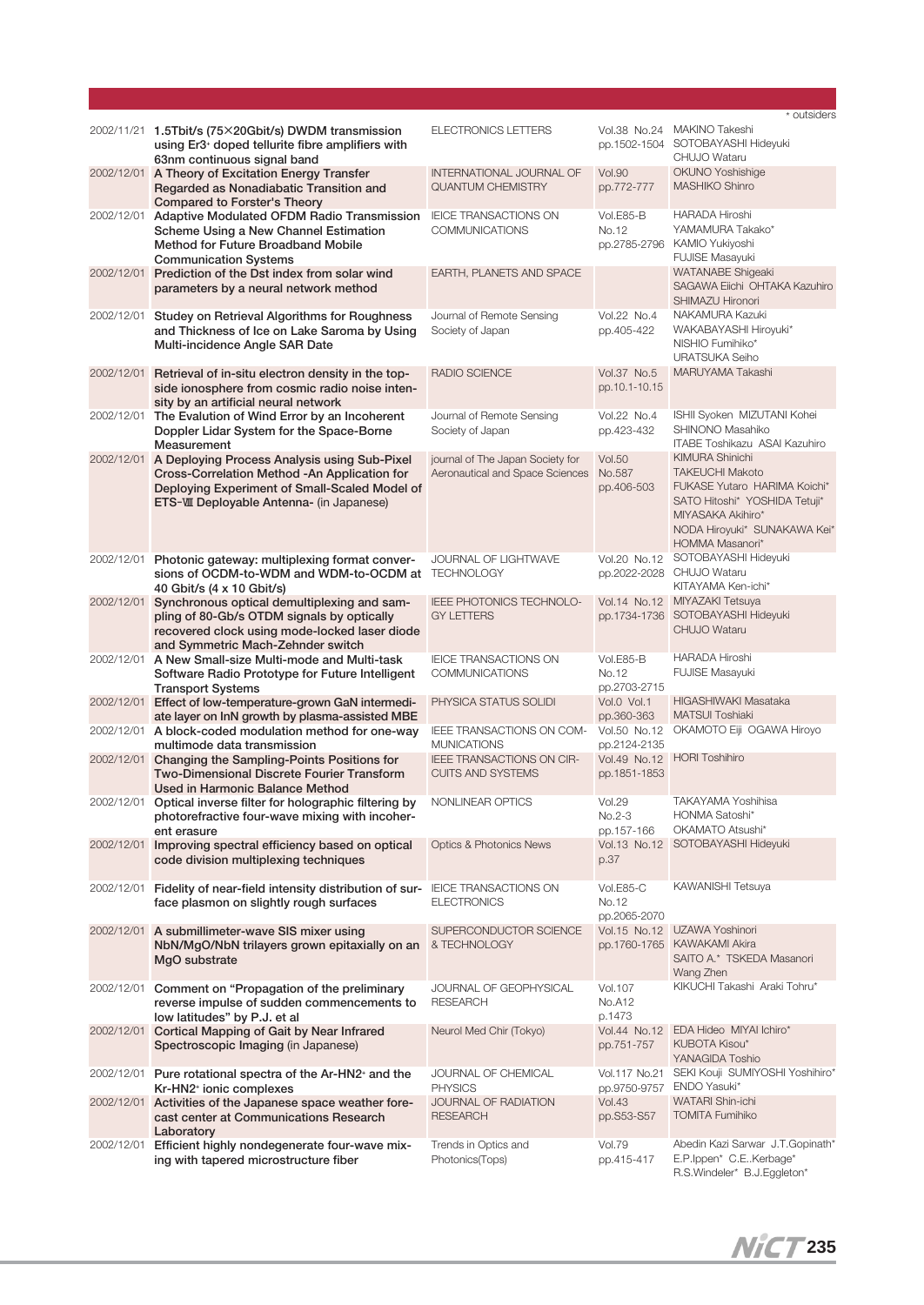\* outsiders

| | | | | |
|---|---|---|---|---|
| 2002/11/21 | **1.5Tbit/s (75×20Gbit/s) DWDM transmission using $Er^{3+}$ doped tellurite fibre amplifiers with 63nm continuous signal band** | ELECTRONICS LETTERS | Vol.38 No.24 pp.1502-1504 | MAKINO Takeshi SOTOBAYASHI Hideyuki CHUJO Wataru |
| 2002/12/01 | **A Theory of Excitation Energy Transfer Regarded as Nonadiabatic Transition and Compared to Forster's Theory** | INTERNATIONAL JOURNAL OF QUANTUM CHEMISTRY | Vol.90 pp.772-777 | OKUNO Yoshishige MASHIKO Shinro |
| 2002/12/01 | **Adaptive Modulated OFDM Radio Transmission Scheme Using a New Channel Estimation Method for Future Broadband Mobile Communication Systems** | IEICE TRANSACTIONS ON COMMUNICATIONS | Vol.E85-B No.12 pp.2785-2796 | HARADA Hiroshi YAMAMURA Takako\* KAMIO Yukiyoshi FUJISE Masayuki |
| 2002/12/01 | **Prediction of the Dst index from solar wind parameters by a neural network method** | EARTH, PLANETS AND SPACE | | WATANABE Shigeaki SAGAWA Eiichi OHTAKA Kazuhiro SHIMAZU Hironori |
| 2002/12/01 | **Studey on Retrieval Algorithms for Roughness and Thickness of Ice on Lake Saroma by Using Multi-incidence Angle SAR Date** | Journal of Remote Sensing Society of Japan | Vol.22 No.4 pp.405-422 | NAKAMURA Kazuki WAKABAYASHI Hiroyuki\* NISHIO Fumihiko\* URATSUKA Seiho |
| 2002/12/01 | **Retrieval of in-situ electron density in the top-side ionosphere from cosmic radio noise intensity by an artificial neural network** | RADIO SCIENCE | Vol.37 No.5 pp.10.1-10.15 | MARUYAMA Takashi |
| 2002/12/01 | **The Evalution of Wind Error by an Incoherent Doppler Lidar System for the Space-Borne Measurement** | Journal of Remote Sensing Society of Japan | Vol.22 No.4 pp.423-432 | ISHII Syoken MIZUTANI Kohei SHINONO Masahiko ITABE Toshikazu ASAI Kazuhiro |
| 2002/12/01 | **A Deploying Process Analysis using Sub-Pixel Cross-Correlation Method -An Application for Deploying Experiment of Small-Scaled Model of ETS-Ⅷ Deployable Antenna-** (in Japanese) | journal of The Japan Society for Aeronautical and Space Sciences | Vol.50 No.587 pp.406-503 | KIMURA Shinichi TAKEUCHI Makoto FUKASE Yutaro HARIMA Koichi\* SATO Hitoshi\* YOSHIDA Tetuji\* MIYASAKA Akihiro\* NODA Hiroyuki\* SUNAKAWA Kei\* HOMMA Masanori\* |
| 2002/12/01 | **Photonic gateway: multiplexing format conversions of OCDM-to-WDM and WDM-to-OCDM at 40 Gbit/s (4 x 10 Gbit/s)** | JOURNAL OF LIGHTWAVE TECHNOLOGY | Vol.20 No.12 pp.2022-2028 | SOTOBAYASHI Hideyuki CHUJO Wataru KITAYAMA Ken-ichi\* |
| 2002/12/01 | **Synchronous optical demultiplexing and sampling of 80-Gb/s OTDM signals by optically recovered clock using mode-locked laser diode and Symmetric Mach-Zehnder switch** | IEEE PHOTONICS TECHNOLOGY LETTERS | Vol.14 No.12 pp.1734-1736 | MIYAZAKI Tetsuya SOTOBAYASHI Hideyuki CHUJO Wataru |
| 2002/12/01 | **A New Small-size Multi-mode and Multi-task Software Radio Prototype for Future Intelligent Transport Systems** | IEICE TRANSACTIONS ON COMMUNICATIONS | Vol.E85-B No.12 pp.2703-2715 | HARADA Hiroshi FUJISE Masayuki |
| 2002/12/01 | **Effect of low-temperature-grown GaN intermediate layer on InN growth by plasma-assisted MBE** | PHYSICA STATUS SOLIDI | Vol.0 Vol.1 pp.360-363 | HIGASHIWAKI Masataka MATSUI Toshiaki |
| 2002/12/01 | **A block-coded modulation method for one-way multimode data transmission** | IEEE TRANSACTIONS ON COMMUNICATIONS | Vol.50 No.12 pp.2124-2135 | OKAMOTO Eiji OGAWA Hiroyo |
| 2002/12/01 | **Changing the Sampling-Points Positions for Two-Dimensional Discrete Fourier Transform Used in Harmonic Balance Method** | IEEE TRANSACTIONS ON CIRCUITS AND SYSTEMS | Vol.49 No.12 pp.1851-1853 | HORI Toshihiro |
| 2002/12/01 | **Optical inverse filter for holographic filtering by photorefractive four-wave mixing with incoherent erasure** | NONLINEAR OPTICS | Vol.29 No.2-3 pp.157-166 | TAKAYAMA Yoshihisa HONMA Satoshi\* OKAMOTO Atsushi\* |
| 2002/12/01 | **Improving spectral efficiency based on optical code division multiplexing techniques** | Optics & Photonics News | Vol.13 No.12 p.37 | SOTOBAYASHI Hideyuki |
| 2002/12/01 | **Fidelity of near-field intensity distribution of surface plasmon on slightly rough surfaces** | IEICE TRANSACTIONS ON ELECTRONICS | Vol.E85-C No.12 pp.2065-2070 | KAWANISHI Tetsuya |
| 2002/12/01 | **A submillimeter-wave SIS mixer using NbN/MgO/NbN trilayers grown epitaxially on an MgO substrate** | SUPERCONDUCTOR SCIENCE & TECHNOLOGY | Vol.15 No.12 pp.1760-1765 | UZAWA Yoshinori KAWAKAMI Akira SAITO A.\* TSKEDA Masanori Wang Zhen |
| 2002/12/01 | **Comment on "Propagation of the preliminary reverse impulse of sudden commencements to low latitudes" by P.J. et al** | JOURNAL OF GEOPHYSICAL RESEARCH | Vol.107 No.A12 p.1473 | KIKUCHI Takashi Araki Tohru\* |
| 2002/12/01 | **Cortical Mapping of Gait by Near Infrared Spectroscopic Imaging** (in Japanese) | Neurol Med Chir (Tokyo) | Vol.44 No.12 pp.751-757 | EDA Hideo MIYAI Ichiro\* KUBOTA Kisou\* YANAGIDA Toshio |
| 2002/12/01 | **Pure rotational spectra of the Ar-$HN_2^+$ and the Kr-$HN_2^+$ ionic complexes** | JOURNAL OF CHEMICAL PHYSICS | Vol.117 No.21 pp.9750-9757 | SEKI Kouji SUMIYOSHI Yoshihiro\* ENDO Yasuki\* |
| 2002/12/01 | **Activities of the Japanese space weather forecast center at Communications Research Laboratory** | JOURNAL OF RADIATION RESEARCH | Vol.43 pp.S53-S57 | WATARI Shin-ichi TOMITA Fumihiko |
| 2002/12/01 | **Efficient highly nondegenerate four-wave mixing with tapered microstructure fiber** | Trends in Optics and Photonics(Tops) | Vol.79 pp.415-417 | Abedin Kazi Sarwar J.T.Gopinath\* E.P.Ippen\* C.E..Kerbage\* R.S.Windeler\* B.J.Eggleton\* |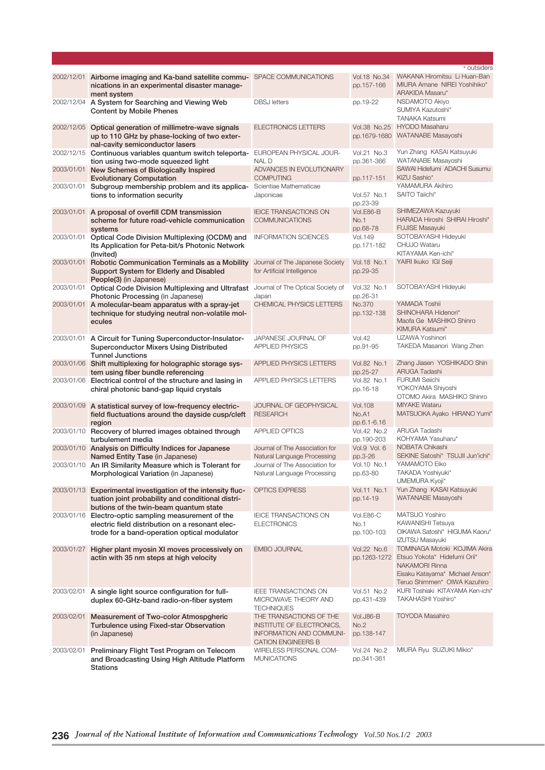\* outsiders

| Date | Title | Journal | Vol./pp. | Authors |
|---|---|---|---|---|
| 2002/12/01 | Airborne imaging and Ka-band satellite communications in an experimental disaster management system | SPACE COMMUNICATIONS | Vol.18 No.34 pp.157-166 | WAKANA Hiromitsu Li Huan-Ban MIURA Amane NIREI Yoshihiko* ARAKIDA Masaru* |
| 2002/12/04 | A System for Searching and Viewing Web Content by Mobile Phenes | DBSJ letters | pp.19-22 | NSDAMOTO Akiyo SUMIYA Kazutoshi* TANAKA Katsumi |
| 2002/12/05 | Optical generation of millimetre-wave signals up to 110 GHz by phase-locking of two external-cavity semiconductor lasers | ELECTRONICS LETTERS | Vol.38 No.25 pp.1679-1680 | HYODO Masaharu WATANABE Masayoshi |
| 2002/12/15 | Continuous variables quantum switch teleportation using two-mode squeezed light | EUROPEAN PHYSICAL JOURNAL D | Vol.21 No.3 pp.361-366 | Yun Zhang KASAI Katsuyuki WATANABE Masayoshi |
| 2003/01/01 | New Schemes of Biologically Inspired Evolutionary Computation | ADVANCES IN EVOLUTIONARY COMPUTING | pp.117-151 | SAWAI Hidefumi ADACHI Susumu KIZU Sashio* |
| 2003/01/01 | Subgroup membership problem and its applications to information security | Scientiae Mathematicae Japonicae | Vol.57 No.1 pp.23-39 | YAMAMURA Akihiro SAITO Taiichi* |
| 2003/01/01 | A proposal of overfill CDM transmission scheme for future road-vehicle communication systems | IEICE TRANSACTIONS ON COMMUNICATIONS | Vol.E86-B No.1 pp.68-78 | SHIMEZAWA Kazuyuki HARADA Hiroshi SHIRAI Hiroshi* FUJISE Masayuki |
| 2003/01/01 | Optical Code Division Multiplexing (OCDM) and Its Application for Peta-bit/s Photonic Network (Invited) | INFORMATION SCIENCES | Vol.149 pp.171-182 | SOTOBAYASHI Hideyuki CHUJO Wataru KITAYAMA Ken-ichi* |
| 2003/01/01 | Robotic Communication Terminals as a Mobility Support System for Elderly and Disabled People(3) (in Japanese) | Journal of The Japanese Society for Artificial Intelligence | Vol.18 No.1 pp.29-35 | YAIRI Ikuko IGI Seiji |
| 2003/01/01 | Optical Code Division Multiplexing and Ultrafast Photonic Processing (in Japanese) | Journal of The Optical Society of Japan | Vol.32 No.1 pp.26-31 | SOTOBAYASHI Hideyuki |
| 2003/01/01 | A molecular-beam apparatus with a spray-jet technique for studying neutral non-volatile molecules | CHEMICAL PHYSICS LETTERS | No.370 pp.132-138 | YAMADA Toshii SHINOHARA Hidenori* Maofa Ge MASHIKO Shinro KIMURA Katsumi* |
| 2003/01/01 | A Circuit for Tuning Superconductor-Insulator-Superconductor Mixers Using Distributed Tunnel Junctions | JAPANESE JOURNAL OF APPLIED PHYSICS | Vol.42 pp.91-95 | UZAWA Yoshinori TAKEDA Masanori Wang Zhen |
| 2003/01/06 | Shift multiplexing for holographic storage system using fiber bundle referencing | APPLIED PHYSICS LETTERS | Vol.82 No.1 pp.25-27 | Zhang Jiasen YOSHIKADO Shin ARUGA Tadashi |
| 2003/01/06 | Electrical control of the structure and lasing in chiral photonic band-gap liquid crystals | APPLIED PHYSICS LETTERS | Vol.82 No.1 pp.16-18 | FURUMI Seiichi YOKOYAMA Shiyoshi OTOMO Akira MASHIKO Shinro |
| 2003/01/09 | A statistical survey of low-frequency electric-field fluctuations around the dayside cusp/cleft region | JOURNAL OF GEOPHYSICAL RESEARCH | Vol.108 No.A1 pp.6.1-6.16 | MIYAKE Wataru MATSUOKA Ayako HIRANO Yumi* |
| 2003/01/10 | Recovery of blurred images obtained through turbulement media | APPLIED OPTICS | Vol.42 No.2 pp.190-203 | ARUGA Tadashi KOHYAMA Yasuharu* |
| 2003/01/10 | Analysis on Difficulty Indices for Japanese Named Entity Tase (in Japanese) | Journal of The Association for Natural Language Processing | Vol.9 Vol. 6 pp.3-26 | NOBATA Chikashi SEKINE Satoshi* TSUJII Jun'ichi* |
| 2003/01/10 | An IR Similarity Measure which is Tolerant for Morphological Variation (in Japanese) | Journal of The Association for Natural Language Processing | Vol.10 No.1 pp.63-80 | YAMAMOTO Eiko TAKADA Yoshiyuki* UMEMURA Kyoji* |
| 2003/01/13 | Experimental investigation of the intensity fluctuation joint probability and conditional distributions of the twin-beam quantum state | OPTICS EXPRESS | Vol.11 No.1 pp.14-19 | Yun Zhang KASAI Katsuyuki WATANABE Masayoshi |
| 2003/01/16 | Electro-optic sampling measurement of the electric field distribution on a resonant electrode for a band-operation optical modulator | IEICE TRANSACTIONS ON ELECTRONICS | Vol.E86-C No.1 pp.100-103 | MATSUO Yoshiro KAWANISHI Tetsuya OIKAWA Satoshi* HIGUMA Kaoru* IZUTSU Masayuki |
| 2003/01/27 | Higher plant myosin XI moves processively on actin with 35 nm steps at high velocity | EMBO JOURNAL | Vol.22 No.6 pp.1263-1272 | TOMINAGA Motoki KOJIMA Akira Etsuo Yokota* Hidefumi Orii* NAKAMORI Rinna Eisaku Katayama* Michael Anson* Teruo Shimmen* OIWA Kazuhiro |
| 2003/02/01 | A single light source configuration for full-duplex 60-GHz-band radio-on-fiber system | IEEE TRANSACTIONS ON MICROWAVE THEORY AND TECHNIQUES | Vol.51 No.2 pp.431-439 | KURI Toshiaki KITAYAMA Ken-ichi* TAKAHASHI Yoshiro* |
| 2003/02/01 | Measurement of Two-color Atmospgheric Turbulence using Fixed-star Observation (in Japanese) | THE TRANSACTIONS OF THE INSTITUTE OF ELECTRONICS, INFORMATION AND COMMUNICATION ENGINEERS B | Vol.J86-B No.2 pp.138-147 | TOYODA Masahiro |
| 2003/02/01 | Preliminary Flight Test Program on Telecom and Broadcasting Using High Altitude Platform Stations | WIRELESS PERSONAL COMMUNICATIONS | Vol.24 No.2 pp.341-361 | MIURA Ryu SUZUKI Mikio* |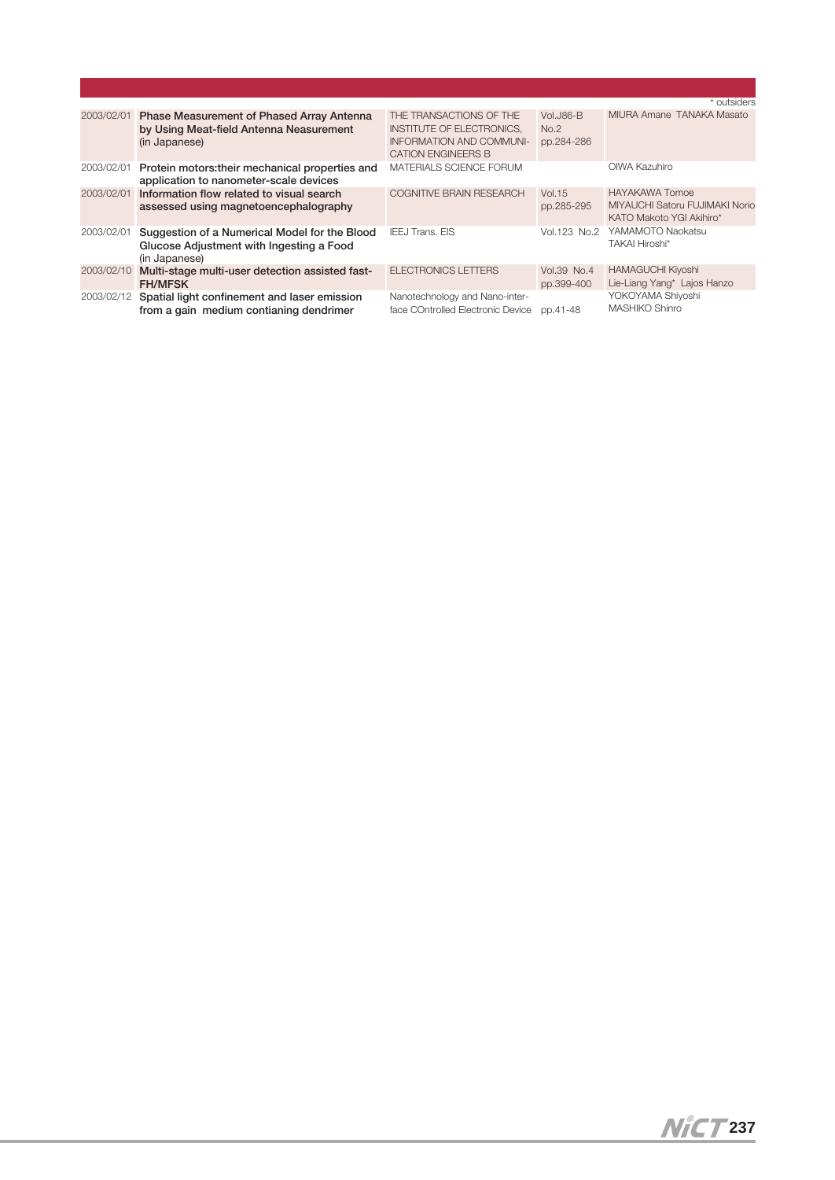\* outsiders

| | | | | |
|---|---|---|---|---|
| 2003/02/01 | **Phase Measurement of Phased Array Antenna by Using Meat-field Antenna Neasurement** (in Japanese) | THE TRANSACTIONS OF THE INSTITUTE OF ELECTRONICS, INFORMATION AND COMMUNI-CATION ENGINEERS B | Vol.J86-B No.2 pp.284-286 | MIURA Amane TANAKA Masato |
| 2003/02/01 | **Protein motors:their mechanical properties and application to nanometer-scale devices** | MATERIALS SCIENCE FORUM | | OIWA Kazuhiro |
| 2003/02/01 | **Information flow related to visual search assessed using magnetoencephalography** | COGNITIVE BRAIN RESEARCH | Vol.15 pp.285-295 | HAYAKAWA Tomoe MIYAUCHI Satoru FUJIMAKI Norio KATO Makoto YGI Akihiro* |
| 2003/02/01 | **Suggestion of a Numerical Model for the Blood Glucose Adjustment with Ingesting a Food** (in Japanese) | IEEJ Trans. EIS | Vol.123 No.2 | YAMAMOTO Naokatsu TAKAI Hiroshi* |
| 2003/02/10 | **Multi-stage multi-user detection assisted fast-FH/MFSK** | ELECTRONICS LETTERS | Vol.39 No.4 pp.399-400 | HAMAGUCHI Kiyoshi Lie-Liang Yang* Lajos Hanzo |
| 2003/02/12 | **Spatial light confinement and laser emission from a gain medium contianing dendrimer** | Nanotechnology and Nano-interface COntrolled Electronic Device | pp.41-48 | YOKOYAMA Shiyoshi MASHIKO Shinro |